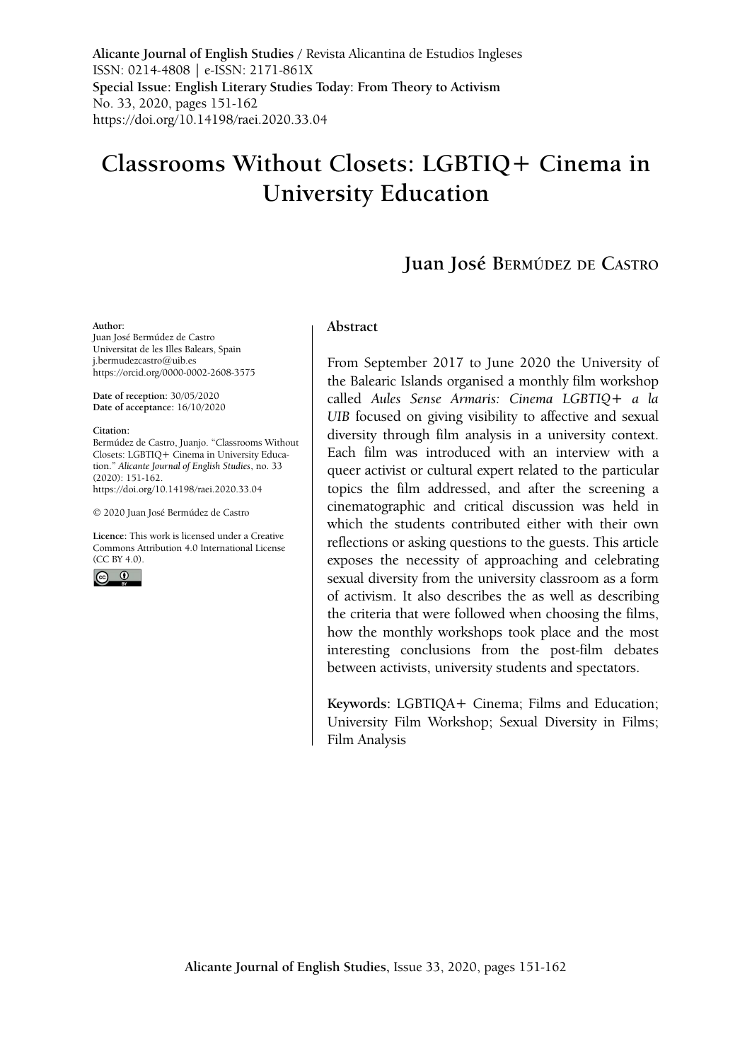**Alicante Journal of English Studies** / Revista Alicantina de Estudios Ingleses
ISSN: 0214-4808 | e-ISSN: 2171-861X
**Special Issue: English Literary Studies Today: From Theory to Activism**
No. 33, 2020, pages 151-162
https://doi.org/10.14198/raei.2020.33.04

# Classrooms Without Closets: LGBTIQ+ Cinema in University Education

## Juan José Bermúdez de Castro

**Author:**
Juan José Bermúdez de Castro
Universitat de les Illes Balears, Spain
j.bermudezcastro@uib.es
https://orcid.org/0000-0002-2608-3575

**Date of reception:** 30/05/2020
**Date of acceptance:** 16/10/2020

**Citation:**
Bermúdez de Castro, Juanjo. "Classrooms Without Closets: LGBTIQ+ Cinema in University Education." *Alicante Journal of English Studies*, no. 33 (2020): 151-162.
https://doi.org/10.14198/raei.2020.33.04

© 2020 Juan José Bermúdez de Castro

**Licence:** This work is licensed under a Creative Commons Attribution 4.0 International License (CC BY 4.0).

### Abstract

From September 2017 to June 2020 the University of the Balearic Islands organised a monthly film workshop called *Aules Sense Armaris: Cinema LGBTIQ+ a la UIB* focused on giving visibility to affective and sexual diversity through film analysis in a university context. Each film was introduced with an interview with a queer activist or cultural expert related to the particular topics the film addressed, and after the screening a cinematographic and critical discussion was held in which the students contributed either with their own reflections or asking questions to the guests. This article exposes the necessity of approaching and celebrating sexual diversity from the university classroom as a form of activism. It also describes the as well as describing the criteria that were followed when choosing the films, how the monthly workshops took place and the most interesting conclusions from the post-film debates between activists, university students and spectators.

**Keywords:** LGBTIQA+ Cinema; Films and Education; University Film Workshop; Sexual Diversity in Films; Film Analysis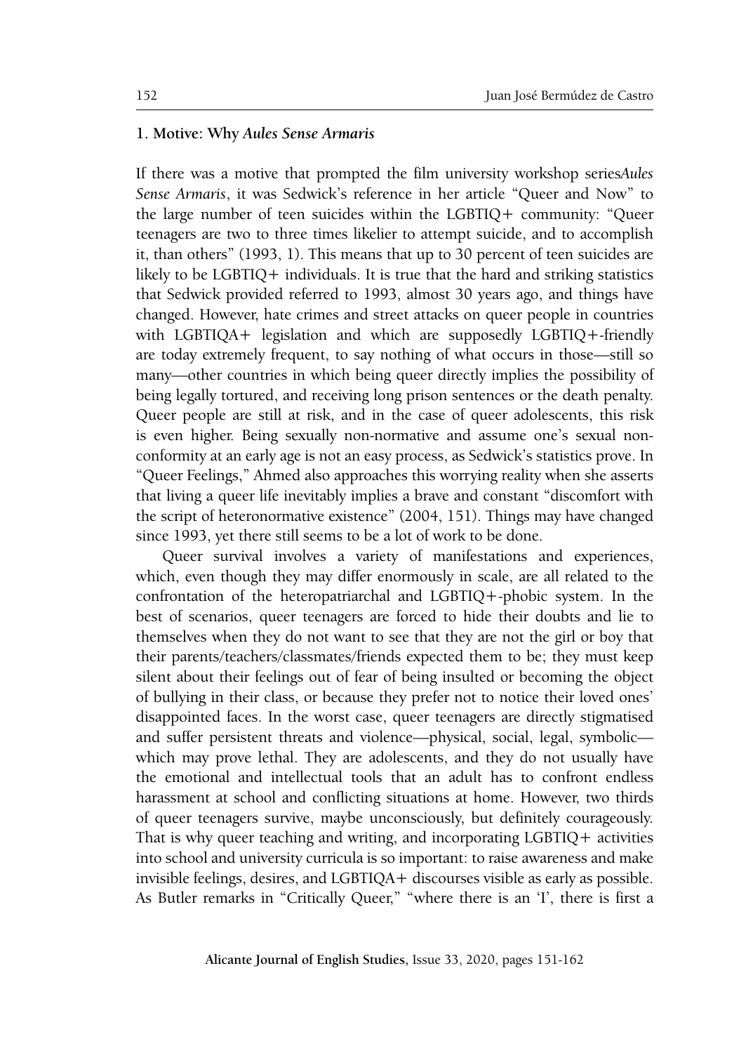## 1. Motive: Why *Aules Sense Armaris*

If there was a motive that prompted the film university workshop series*Aules Sense Armaris*, it was Sedwick's reference in her article "Queer and Now" to the large number of teen suicides within the LGBTIQ+ community: "Queer teenagers are two to three times likelier to attempt suicide, and to accomplish it, than others" (1993, 1). This means that up to 30 percent of teen suicides are likely to be LGBTIQ+ individuals. It is true that the hard and striking statistics that Sedwick provided referred to 1993, almost 30 years ago, and things have changed. However, hate crimes and street attacks on queer people in countries with LGBTIQA+ legislation and which are supposedly LGBTIQ+-friendly are today extremely frequent, to say nothing of what occurs in those—still so many—other countries in which being queer directly implies the possibility of being legally tortured, and receiving long prison sentences or the death penalty. Queer people are still at risk, and in the case of queer adolescents, this risk is even higher. Being sexually non-normative and assume one's sexual non-conformity at an early age is not an easy process, as Sedwick's statistics prove. In "Queer Feelings," Ahmed also approaches this worrying reality when she asserts that living a queer life inevitably implies a brave and constant "discomfort with the script of heteronormative existence" (2004, 151). Things may have changed since 1993, yet there still seems to be a lot of work to be done.

Queer survival involves a variety of manifestations and experiences, which, even though they may differ enormously in scale, are all related to the confrontation of the heteropatriarchal and LGBTIQ+-phobic system. In the best of scenarios, queer teenagers are forced to hide their doubts and lie to themselves when they do not want to see that they are not the girl or boy that their parents/teachers/classmates/friends expected them to be; they must keep silent about their feelings out of fear of being insulted or becoming the object of bullying in their class, or because they prefer not to notice their loved ones' disappointed faces. In the worst case, queer teenagers are directly stigmatised and suffer persistent threats and violence—physical, social, legal, symbolic—which may prove lethal. They are adolescents, and they do not usually have the emotional and intellectual tools that an adult has to confront endless harassment at school and conflicting situations at home. However, two thirds of queer teenagers survive, maybe unconsciously, but definitely courageously. That is why queer teaching and writing, and incorporating LGBTIQ+ activities into school and university curricula is so important: to raise awareness and make invisible feelings, desires, and LGBTIQA+ discourses visible as early as possible. As Butler remarks in "Critically Queer," "where there is an 'I', there is first a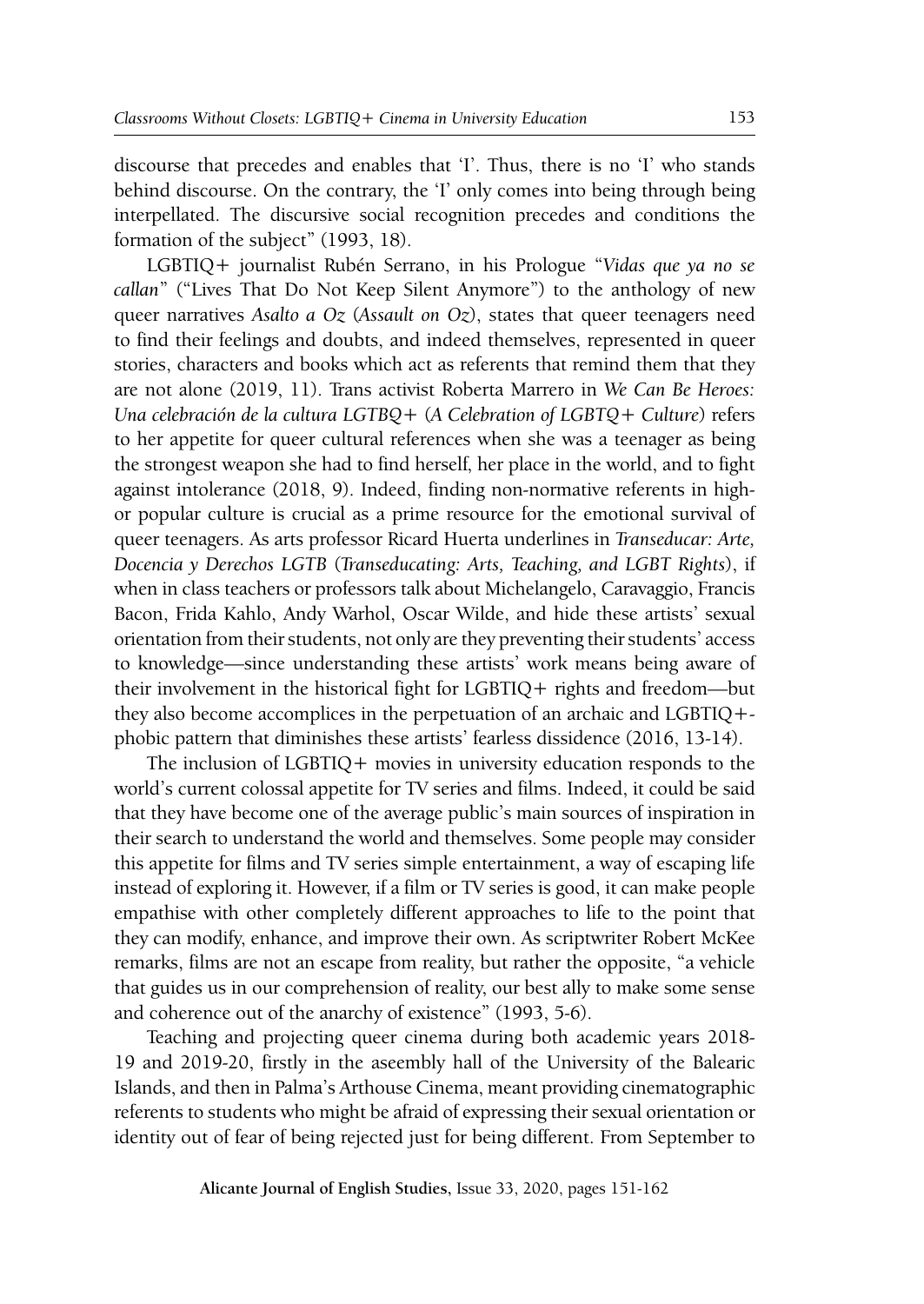discourse that precedes and enables that 'I'. Thus, there is no 'I' who stands behind discourse. On the contrary, the 'I' only comes into being through being interpellated. The discursive social recognition precedes and conditions the formation of the subject" (1993, 18).

LGBTIQ+ journalist Rubén Serrano, in his Prologue "*Vidas que ya no se callan*" ("Lives That Do Not Keep Silent Anymore") to the anthology of new queer narratives *Asalto a Oz* (*Assault on Oz*), states that queer teenagers need to find their feelings and doubts, and indeed themselves, represented in queer stories, characters and books which act as referents that remind them that they are not alone (2019, 11). Trans activist Roberta Marrero in *We Can Be Heroes: Una celebración de la cultura LGTBQ+* (*A Celebration of LGBTQ+ Culture*) refers to her appetite for queer cultural references when she was a teenager as being the strongest weapon she had to find herself, her place in the world, and to fight against intolerance (2018, 9). Indeed, finding non-normative referents in high- or popular culture is crucial as a prime resource for the emotional survival of queer teenagers. As arts professor Ricard Huerta underlines in *Transeducar: Arte, Docencia y Derechos LGTB* (*Transeducating: Arts, Teaching, and LGBT Rights*), if when in class teachers or professors talk about Michelangelo, Caravaggio, Francis Bacon, Frida Kahlo, Andy Warhol, Oscar Wilde, and hide these artists' sexual orientation from their students, not only are they preventing their students' access to knowledge—since understanding these artists' work means being aware of their involvement in the historical fight for LGBTIQ+ rights and freedom—but they also become accomplices in the perpetuation of an archaic and LGBTIQ+-phobic pattern that diminishes these artists' fearless dissidence (2016, 13-14).

The inclusion of LGBTIQ+ movies in university education responds to the world's current colossal appetite for TV series and films. Indeed, it could be said that they have become one of the average public's main sources of inspiration in their search to understand the world and themselves. Some people may consider this appetite for films and TV series simple entertainment, a way of escaping life instead of exploring it. However, if a film or TV series is good, it can make people empathise with other completely different approaches to life to the point that they can modify, enhance, and improve their own. As scriptwriter Robert McKee remarks, films are not an escape from reality, but rather the opposite, "a vehicle that guides us in our comprehension of reality, our best ally to make some sense and coherence out of the anarchy of existence" (1993, 5-6).

Teaching and projecting queer cinema during both academic years 2018-19 and 2019-20, firstly in the aseembly hall of the University of the Balearic Islands, and then in Palma's Arthouse Cinema, meant providing cinematographic referents to students who might be afraid of expressing their sexual orientation or identity out of fear of being rejected just for being different. From September to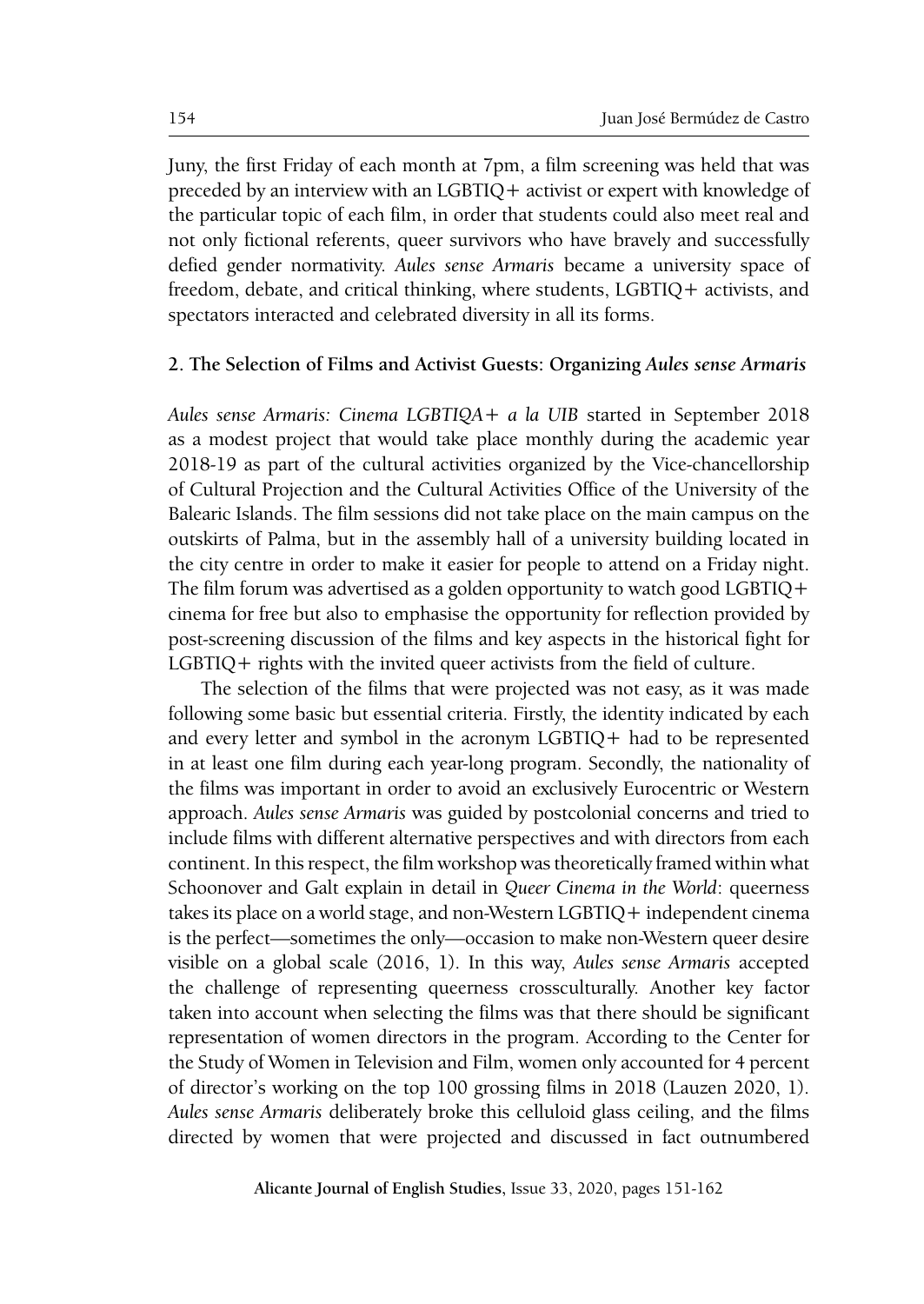Juny, the first Friday of each month at 7pm, a film screening was held that was preceded by an interview with an LGBTIQ+ activist or expert with knowledge of the particular topic of each film, in order that students could also meet real and not only fictional referents, queer survivors who have bravely and successfully defied gender normativity. *Aules sense Armaris* became a university space of freedom, debate, and critical thinking, where students, LGBTIQ+ activists, and spectators interacted and celebrated diversity in all its forms.

## 2. The Selection of Films and Activist Guests: Organizing *Aules sense Armaris*

*Aules sense Armaris: Cinema LGBTIQA+ a la UIB* started in September 2018 as a modest project that would take place monthly during the academic year 2018-19 as part of the cultural activities organized by the Vice-chancellorship of Cultural Projection and the Cultural Activities Office of the University of the Balearic Islands. The film sessions did not take place on the main campus on the outskirts of Palma, but in the assembly hall of a university building located in the city centre in order to make it easier for people to attend on a Friday night. The film forum was advertised as a golden opportunity to watch good LGBTIQ+ cinema for free but also to emphasise the opportunity for reflection provided by post-screening discussion of the films and key aspects in the historical fight for LGBTIQ+ rights with the invited queer activists from the field of culture.

The selection of the films that were projected was not easy, as it was made following some basic but essential criteria. Firstly, the identity indicated by each and every letter and symbol in the acronym LGBTIQ+ had to be represented in at least one film during each year-long program. Secondly, the nationality of the films was important in order to avoid an exclusively Eurocentric or Western approach. *Aules sense Armaris* was guided by postcolonial concerns and tried to include films with different alternative perspectives and with directors from each continent. In this respect, the film workshop was theoretically framed within what Schoonover and Galt explain in detail in *Queer Cinema in the World*: queerness takes its place on a world stage, and non-Western LGBTIQ+ independent cinema is the perfect—sometimes the only—occasion to make non-Western queer desire visible on a global scale (2016, 1). In this way, *Aules sense Armaris* accepted the challenge of representing queerness crossculturally. Another key factor taken into account when selecting the films was that there should be significant representation of women directors in the program. According to the Center for the Study of Women in Television and Film, women only accounted for 4 percent of director's working on the top 100 grossing films in 2018 (Lauzen 2020, 1). *Aules sense Armaris* deliberately broke this celluloid glass ceiling, and the films directed by women that were projected and discussed in fact outnumbered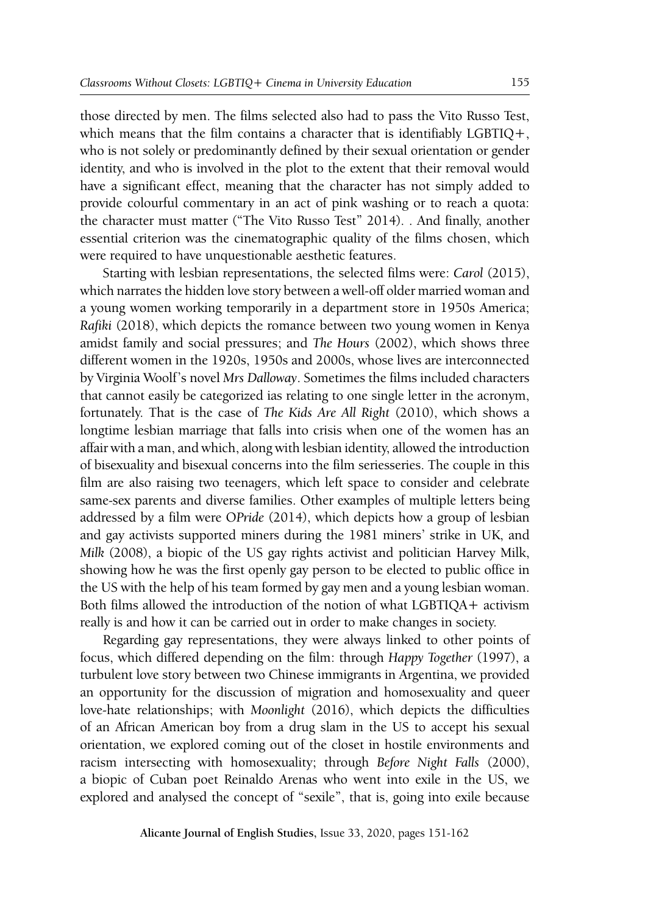those directed by men. The films selected also had to pass the Vito Russo Test, which means that the film contains a character that is identifiably LGBTIQ+, who is not solely or predominantly defined by their sexual orientation or gender identity, and who is involved in the plot to the extent that their removal would have a significant effect, meaning that the character has not simply added to provide colourful commentary in an act of pink washing or to reach a quota: the character must matter ("The Vito Russo Test" 2014). . And finally, another essential criterion was the cinematographic quality of the films chosen, which were required to have unquestionable aesthetic features.

Starting with lesbian representations, the selected films were: *Carol* (2015), which narrates the hidden love story between a well-off older married woman and a young women working temporarily in a department store in 1950s America; *Rafiki* (2018), which depicts the romance between two young women in Kenya amidst family and social pressures; and *The Hours* (2002), which shows three different women in the 1920s, 1950s and 2000s, whose lives are interconnected by Virginia Woolf's novel *Mrs Dalloway*. Sometimes the films included characters that cannot easily be categorized ias relating to one single letter in the acronym, fortunately. That is the case of *The Kids Are All Right* (2010), which shows a longtime lesbian marriage that falls into crisis when one of the women has an affair with a man, and which, along with lesbian identity, allowed the introduction of bisexuality and bisexual concerns into the film seriesseries. The couple in this film are also raising two teenagers, which left space to consider and celebrate same-sex parents and diverse families. Other examples of multiple letters being addressed by a film were O*Pride* (2014), which depicts how a group of lesbian and gay activists supported miners during the 1981 miners' strike in UK, and *Milk* (2008), a biopic of the US gay rights activist and politician Harvey Milk, showing how he was the first openly gay person to be elected to public office in the US with the help of his team formed by gay men and a young lesbian woman. Both films allowed the introduction of the notion of what LGBTIQA+ activism really is and how it can be carried out in order to make changes in society.

Regarding gay representations, they were always linked to other points of focus, which differed depending on the film: through *Happy Together* (1997), a turbulent love story between two Chinese immigrants in Argentina, we provided an opportunity for the discussion of migration and homosexuality and queer love-hate relationships; with *Moonlight* (2016), which depicts the difficulties of an African American boy from a drug slam in the US to accept his sexual orientation, we explored coming out of the closet in hostile environments and racism intersecting with homosexuality; through *Before Night Falls* (2000), a biopic of Cuban poet Reinaldo Arenas who went into exile in the US, we explored and analysed the concept of "sexile", that is, going into exile because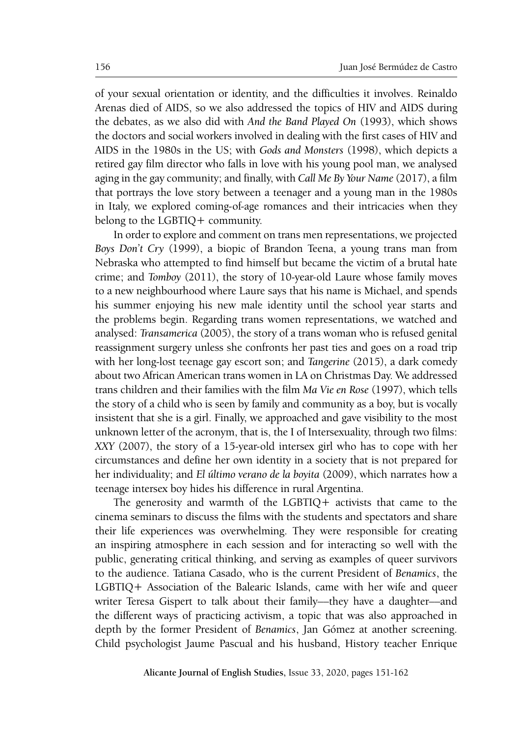of your sexual orientation or identity, and the difficulties it involves. Reinaldo Arenas died of AIDS, so we also addressed the topics of HIV and AIDS during the debates, as we also did with *And the Band Played On* (1993), which shows the doctors and social workers involved in dealing with the first cases of HIV and AIDS in the 1980s in the US; with *Gods and Monsters* (1998), which depicts a retired gay film director who falls in love with his young pool man, we analysed aging in the gay community; and finally, with *Call Me By Your Name* (2017), a film that portrays the love story between a teenager and a young man in the 1980s in Italy, we explored coming-of-age romances and their intricacies when they belong to the LGBTIQ+ community.

In order to explore and comment on trans men representations, we projected *Boys Don't Cry* (1999), a biopic of Brandon Teena, a young trans man from Nebraska who attempted to find himself but became the victim of a brutal hate crime; and *Tomboy* (2011), the story of 10-year-old Laure whose family moves to a new neighbourhood where Laure says that his name is Michael, and spends his summer enjoying his new male identity until the school year starts and the problems begin. Regarding trans women representations, we watched and analysed: *Transamerica* (2005), the story of a trans woman who is refused genital reassignment surgery unless she confronts her past ties and goes on a road trip with her long-lost teenage gay escort son; and *Tangerine* (2015), a dark comedy about two African American trans women in LA on Christmas Day. We addressed trans children and their families with the film *Ma Vie en Rose* (1997), which tells the story of a child who is seen by family and community as a boy, but is vocally insistent that she is a girl. Finally, we approached and gave visibility to the most unknown letter of the acronym, that is, the I of Intersexuality, through two films: *XXY* (2007), the story of a 15-year-old intersex girl who has to cope with her circumstances and define her own identity in a society that is not prepared for her individuality; and *El último verano de la boyita* (2009), which narrates how a teenage intersex boy hides his difference in rural Argentina.

The generosity and warmth of the LGBTIQ+ activists that came to the cinema seminars to discuss the films with the students and spectators and share their life experiences was overwhelming. They were responsible for creating an inspiring atmosphere in each session and for interacting so well with the public, generating critical thinking, and serving as examples of queer survivors to the audience. Tatiana Casado, who is the current President of *Benamics*, the LGBTIQ+ Association of the Balearic Islands, came with her wife and queer writer Teresa Gispert to talk about their family—they have a daughter—and the different ways of practicing activism, a topic that was also approached in depth by the former President of *Benamics*, Jan Gómez at another screening. Child psychologist Jaume Pascual and his husband, History teacher Enrique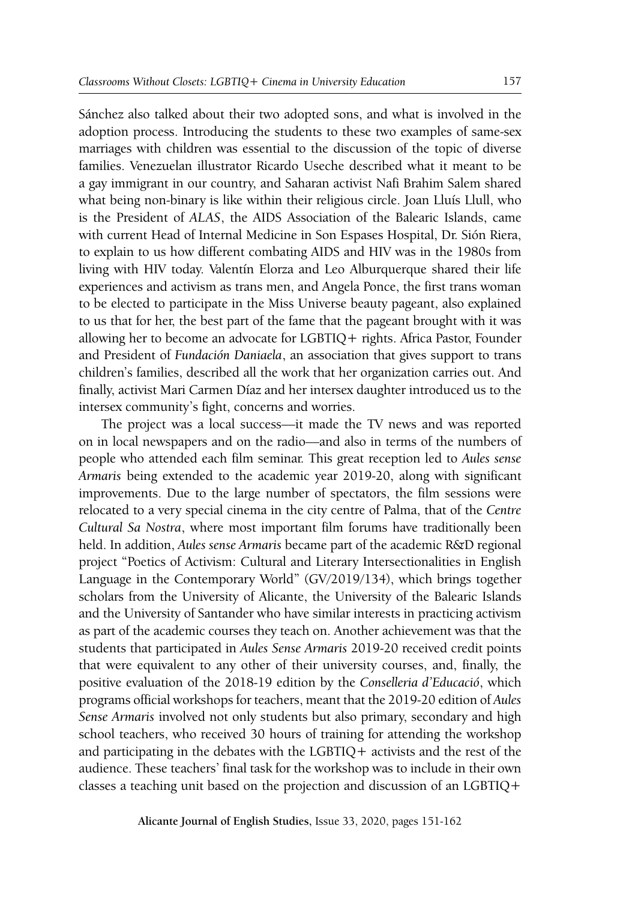Sánchez also talked about their two adopted sons, and what is involved in the adoption process. Introducing the students to these two examples of same-sex marriages with children was essential to the discussion of the topic of diverse families. Venezuelan illustrator Ricardo Useche described what it meant to be a gay immigrant in our country, and Saharan activist Nafi Brahim Salem shared what being non-binary is like within their religious circle. Joan Lluís Llull, who is the President of *ALAS*, the AIDS Association of the Balearic Islands, came with current Head of Internal Medicine in Son Espases Hospital, Dr. Sión Riera, to explain to us how different combating AIDS and HIV was in the 1980s from living with HIV today. Valentín Elorza and Leo Alburquerque shared their life experiences and activism as trans men, and Angela Ponce, the first trans woman to be elected to participate in the Miss Universe beauty pageant, also explained to us that for her, the best part of the fame that the pageant brought with it was allowing her to become an advocate for LGBTIQ+ rights. Africa Pastor, Founder and President of *Fundación Daniaela*, an association that gives support to trans children's families, described all the work that her organization carries out. And finally, activist Mari Carmen Díaz and her intersex daughter introduced us to the intersex community's fight, concerns and worries.

The project was a local success—it made the TV news and was reported on in local newspapers and on the radio—and also in terms of the numbers of people who attended each film seminar. This great reception led to *Aules sense Armaris* being extended to the academic year 2019-20, along with significant improvements. Due to the large number of spectators, the film sessions were relocated to a very special cinema in the city centre of Palma, that of the *Centre Cultural Sa Nostra*, where most important film forums have traditionally been held. In addition, *Aules sense Armaris* became part of the academic R&D regional project "Poetics of Activism: Cultural and Literary Intersectionalities in English Language in the Contemporary World" (GV/2019/134), which brings together scholars from the University of Alicante, the University of the Balearic Islands and the University of Santander who have similar interests in practicing activism as part of the academic courses they teach on. Another achievement was that the students that participated in *Aules Sense Armaris* 2019-20 received credit points that were equivalent to any other of their university courses, and, finally, the positive evaluation of the 2018-19 edition by the *Conselleria d'Educació*, which programs official workshops for teachers, meant that the 2019-20 edition of *Aules Sense Armaris* involved not only students but also primary, secondary and high school teachers, who received 30 hours of training for attending the workshop and participating in the debates with the LGBTIQ+ activists and the rest of the audience. These teachers' final task for the workshop was to include in their own classes a teaching unit based on the projection and discussion of an LGBTIQ+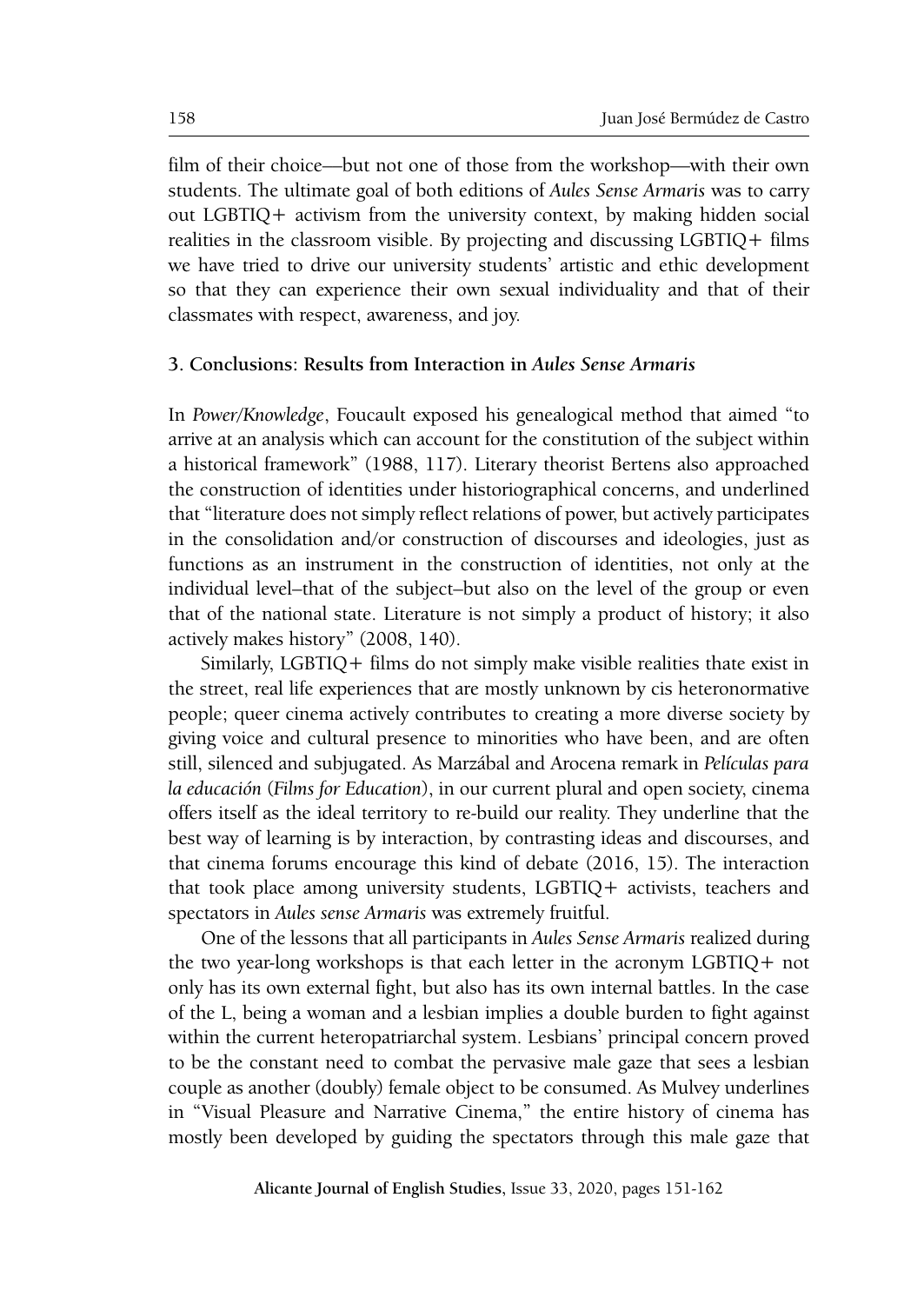film of their choice—but not one of those from the workshop—with their own students. The ultimate goal of both editions of *Aules Sense Armaris* was to carry out LGBTIQ+ activism from the university context, by making hidden social realities in the classroom visible. By projecting and discussing LGBTIQ+ films we have tried to drive our university students' artistic and ethic development so that they can experience their own sexual individuality and that of their classmates with respect, awareness, and joy.

## 3. Conclusions: Results from Interaction in *Aules Sense Armaris*

In *Power/Knowledge*, Foucault exposed his genealogical method that aimed "to arrive at an analysis which can account for the constitution of the subject within a historical framework" (1988, 117). Literary theorist Bertens also approached the construction of identities under historiographical concerns, and underlined that "literature does not simply reflect relations of power, but actively participates in the consolidation and/or construction of discourses and ideologies, just as functions as an instrument in the construction of identities, not only at the individual level–that of the subject–but also on the level of the group or even that of the national state. Literature is not simply a product of history; it also actively makes history" (2008, 140).

Similarly, LGBTIQ+ films do not simply make visible realities thate exist in the street, real life experiences that are mostly unknown by cis heteronormative people; queer cinema actively contributes to creating a more diverse society by giving voice and cultural presence to minorities who have been, and are often still, silenced and subjugated. As Marzábal and Arocena remark in *Películas para la educación* (*Films for Education*), in our current plural and open society, cinema offers itself as the ideal territory to re-build our reality. They underline that the best way of learning is by interaction, by contrasting ideas and discourses, and that cinema forums encourage this kind of debate (2016, 15). The interaction that took place among university students, LGBTIQ+ activists, teachers and spectators in *Aules sense Armaris* was extremely fruitful.

One of the lessons that all participants in *Aules Sense Armaris* realized during the two year-long workshops is that each letter in the acronym LGBTIQ+ not only has its own external fight, but also has its own internal battles. In the case of the L, being a woman and a lesbian implies a double burden to fight against within the current heteropatriarchal system. Lesbians' principal concern proved to be the constant need to combat the pervasive male gaze that sees a lesbian couple as another (doubly) female object to be consumed. As Mulvey underlines in "Visual Pleasure and Narrative Cinema," the entire history of cinema has mostly been developed by guiding the spectators through this male gaze that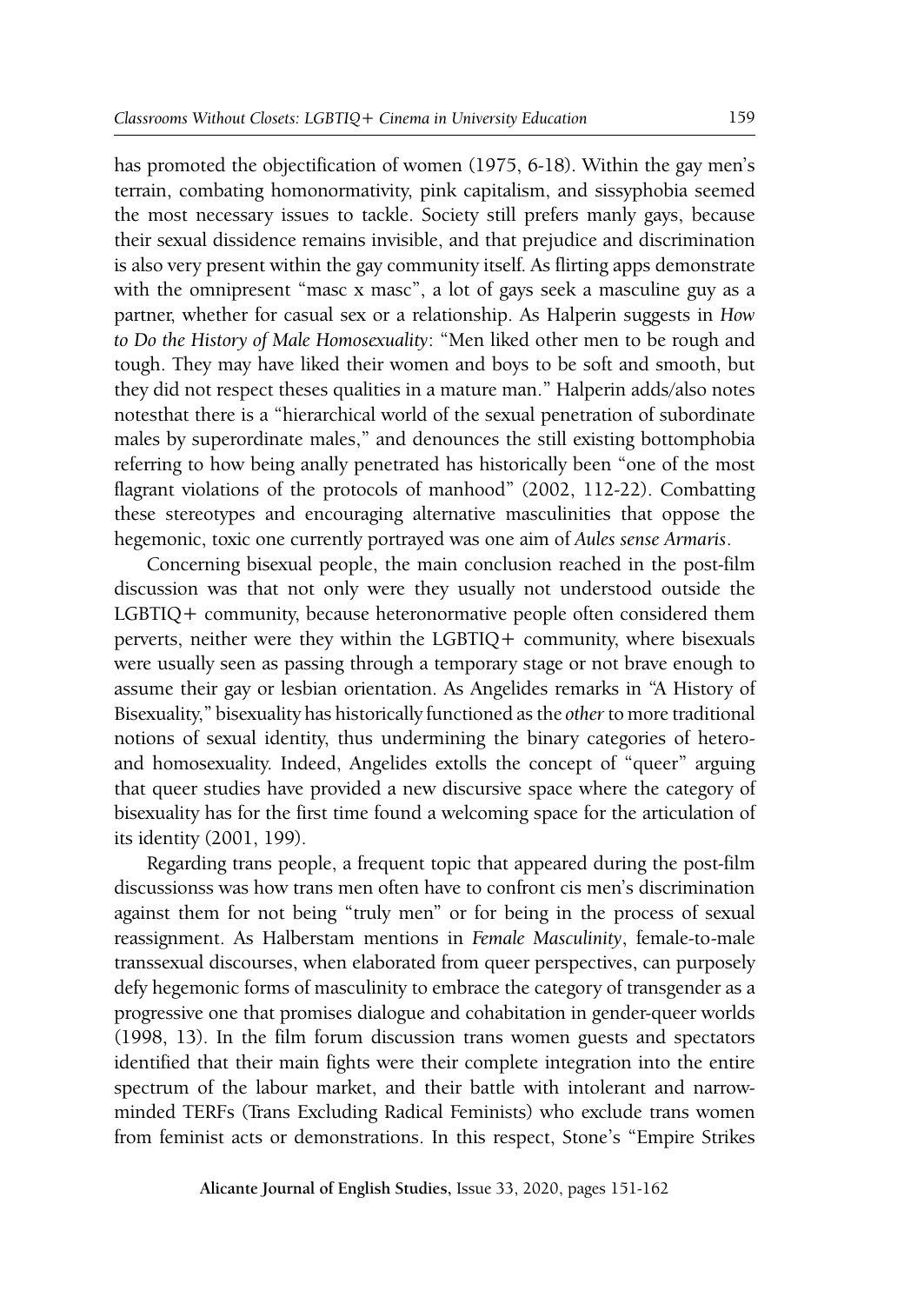has promoted the objectification of women (1975, 6-18). Within the gay men's terrain, combating homonormativity, pink capitalism, and sissyphobia seemed the most necessary issues to tackle. Society still prefers manly gays, because their sexual dissidence remains invisible, and that prejudice and discrimination is also very present within the gay community itself. As flirting apps demonstrate with the omnipresent "masc x masc", a lot of gays seek a masculine guy as a partner, whether for casual sex or a relationship. As Halperin suggests in *How to Do the History of Male Homosexuality*: "Men liked other men to be rough and tough. They may have liked their women and boys to be soft and smooth, but they did not respect theses qualities in a mature man." Halperin adds/also notes notesthat there is a "hierarchical world of the sexual penetration of subordinate males by superordinate males," and denounces the still existing bottomphobia referring to how being anally penetrated has historically been "one of the most flagrant violations of the protocols of manhood" (2002, 112-22). Combatting these stereotypes and encouraging alternative masculinities that oppose the hegemonic, toxic one currently portrayed was one aim of *Aules sense Armaris*.

Concerning bisexual people, the main conclusion reached in the post-film discussion was that not only were they usually not understood outside the LGBTIQ+ community, because heteronormative people often considered them perverts, neither were they within the LGBTIQ+ community, where bisexuals were usually seen as passing through a temporary stage or not brave enough to assume their gay or lesbian orientation. As Angelides remarks in "A History of Bisexuality," bisexuality has historically functioned as the *other* to more traditional notions of sexual identity, thus undermining the binary categories of hetero- and homosexuality. Indeed, Angelides extolls the concept of "queer" arguing that queer studies have provided a new discursive space where the category of bisexuality has for the first time found a welcoming space for the articulation of its identity (2001, 199).

Regarding trans people, a frequent topic that appeared during the post-film discussionss was how trans men often have to confront cis men's discrimination against them for not being "truly men" or for being in the process of sexual reassignment. As Halberstam mentions in *Female Masculinity*, female-to-male transsexual discourses, when elaborated from queer perspectives, can purposely defy hegemonic forms of masculinity to embrace the category of transgender as a progressive one that promises dialogue and cohabitation in gender-queer worlds (1998, 13). In the film forum discussion trans women guests and spectators identified that their main fights were their complete integration into the entire spectrum of the labour market, and their battle with intolerant and narrow-minded TERFs (Trans Excluding Radical Feminists) who exclude trans women from feminist acts or demonstrations. In this respect, Stone's "Empire Strikes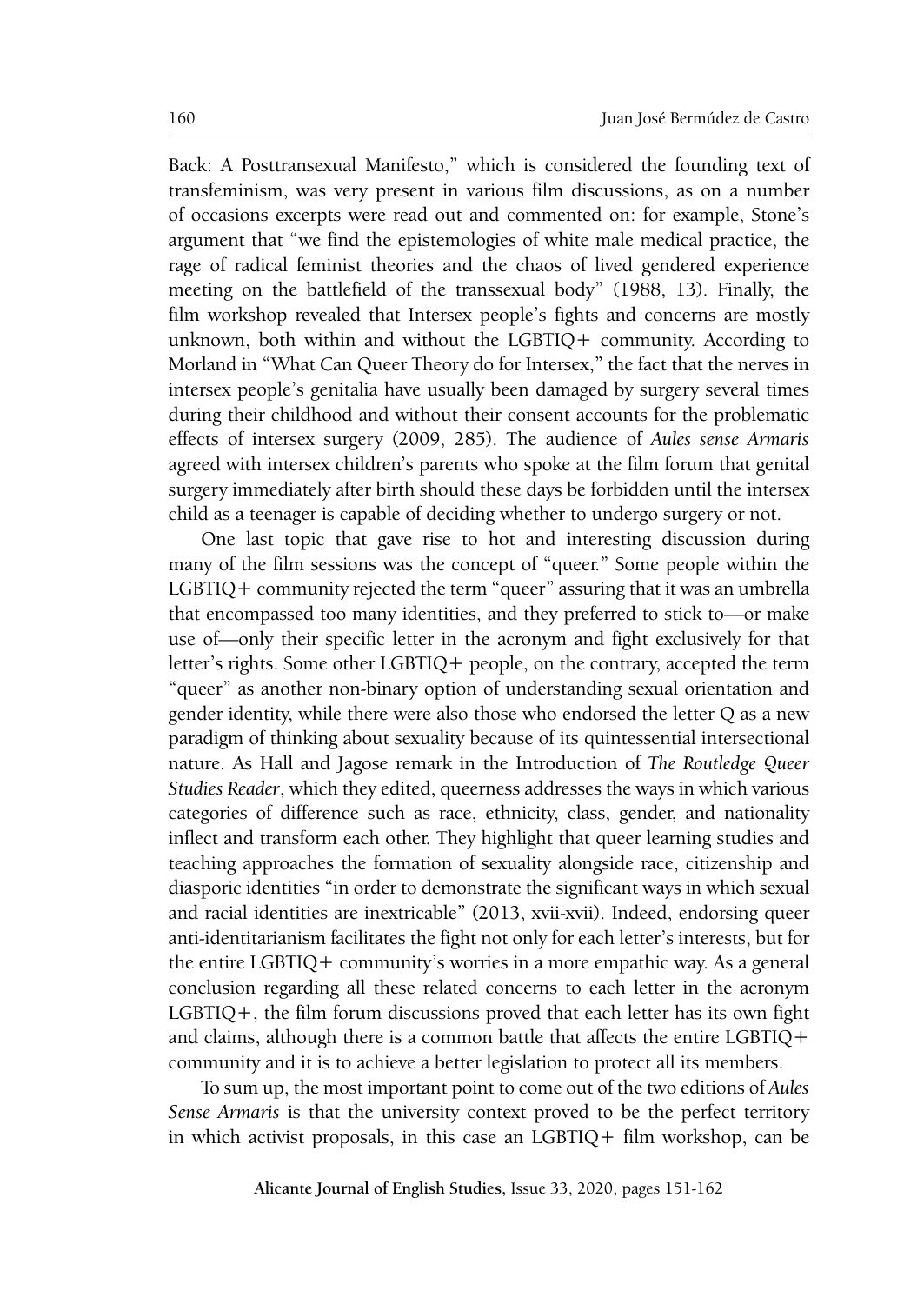Back: A Posttransexual Manifesto," which is considered the founding text of transfeminism, was very present in various film discussions, as on a number of occasions excerpts were read out and commented on: for example, Stone's argument that "we find the epistemologies of white male medical practice, the rage of radical feminist theories and the chaos of lived gendered experience meeting on the battlefield of the transsexual body" (1988, 13). Finally, the film workshop revealed that Intersex people's fights and concerns are mostly unknown, both within and without the LGBTIQ+ community. According to Morland in "What Can Queer Theory do for Intersex," the fact that the nerves in intersex people's genitalia have usually been damaged by surgery several times during their childhood and without their consent accounts for the problematic effects of intersex surgery (2009, 285). The audience of *Aules sense Armaris* agreed with intersex children's parents who spoke at the film forum that genital surgery immediately after birth should these days be forbidden until the intersex child as a teenager is capable of deciding whether to undergo surgery or not.

One last topic that gave rise to hot and interesting discussion during many of the film sessions was the concept of "queer." Some people within the LGBTIQ+ community rejected the term "queer" assuring that it was an umbrella that encompassed too many identities, and they preferred to stick to—or make use of—only their specific letter in the acronym and fight exclusively for that letter's rights. Some other LGBTIQ+ people, on the contrary, accepted the term "queer" as another non-binary option of understanding sexual orientation and gender identity, while there were also those who endorsed the letter Q as a new paradigm of thinking about sexuality because of its quintessential intersectional nature. As Hall and Jagose remark in the Introduction of *The Routledge Queer Studies Reader*, which they edited, queerness addresses the ways in which various categories of difference such as race, ethnicity, class, gender, and nationality inflect and transform each other. They highlight that queer learning studies and teaching approaches the formation of sexuality alongside race, citizenship and diasporic identities "in order to demonstrate the significant ways in which sexual and racial identities are inextricable" (2013, xvii-xvii). Indeed, endorsing queer anti-identitarianism facilitates the fight not only for each letter's interests, but for the entire LGBTIQ+ community's worries in a more empathic way. As a general conclusion regarding all these related concerns to each letter in the acronym LGBTIQ+, the film forum discussions proved that each letter has its own fight and claims, although there is a common battle that affects the entire LGBTIQ+ community and it is to achieve a better legislation to protect all its members.

To sum up, the most important point to come out of the two editions of *Aules Sense Armaris* is that the university context proved to be the perfect territory in which activist proposals, in this case an LGBTIQ+ film workshop, can be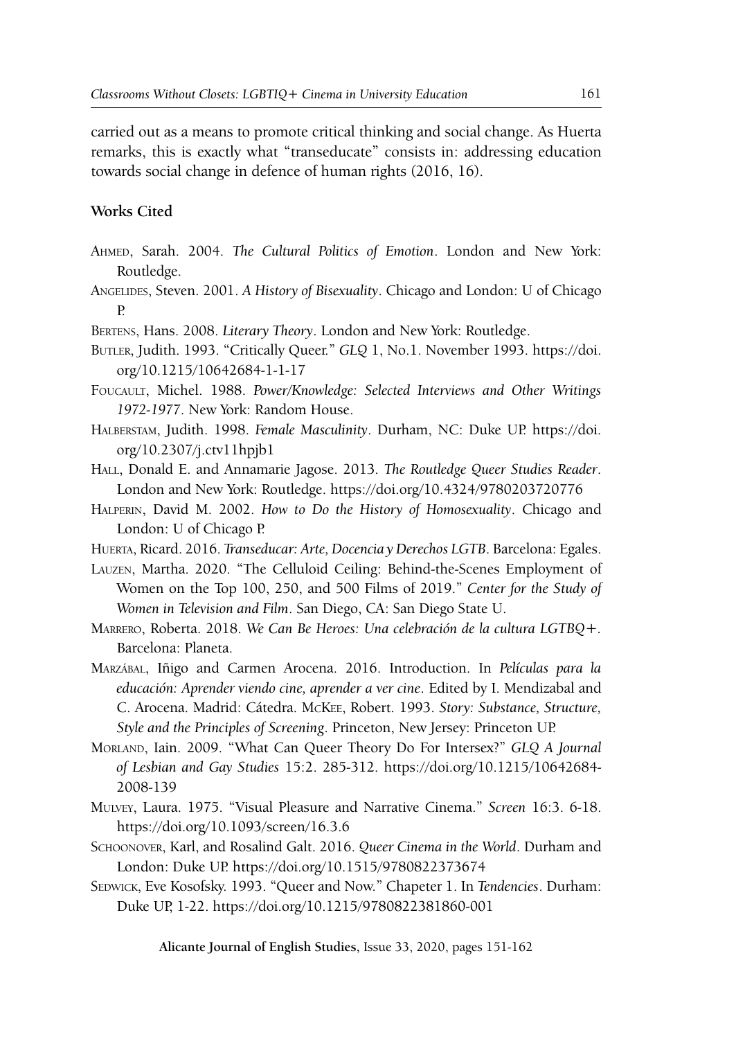carried out as a means to promote critical thinking and social change. As Huerta remarks, this is exactly what "transeducate" consists in: addressing education towards social change in defence of human rights (2016, 16).

## Works Cited

Ahmed, Sarah. 2004. *The Cultural Politics of Emotion*. London and New York: Routledge.

Angelides, Steven. 2001. *A History of Bisexuality*. Chicago and London: U of Chicago P.

Bertens, Hans. 2008. *Literary Theory*. London and New York: Routledge.

Butler, Judith. 1993. "Critically Queer." *GLQ* 1, No.1. November 1993. https://doi.org/10.1215/10642684-1-1-17

Foucault, Michel. 1988. *Power/Knowledge: Selected Interviews and Other Writings 1972-1977*. New York: Random House.

Halberstam, Judith. 1998. *Female Masculinity*. Durham, NC: Duke UP. https://doi.org/10.2307/j.ctv11hpjb1

Hall, Donald E. and Annamarie Jagose. 2013. *The Routledge Queer Studies Reader*. London and New York: Routledge. https://doi.org/10.4324/9780203720776

Halperin, David M. 2002. *How to Do the History of Homosexuality*. Chicago and London: U of Chicago P.

Huerta, Ricard. 2016. *Transeducar: Arte, Docencia y Derechos LGTB*. Barcelona: Egales.

Lauzen, Martha. 2020. "The Celluloid Ceiling: Behind-the-Scenes Employment of Women on the Top 100, 250, and 500 Films of 2019." *Center for the Study of Women in Television and Film*. San Diego, CA: San Diego State U.

Marrero, Roberta. 2018. *We Can Be Heroes: Una celebración de la cultura LGTBQ+*. Barcelona: Planeta.

Marzábal, Iñigo and Carmen Arocena. 2016. Introduction. In *Películas para la educación: Aprender viendo cine, aprender a ver cine*. Edited by I. Mendizabal and C. Arocena. Madrid: Cátedra. McKee, Robert. 1993. *Story: Substance, Structure, Style and the Principles of Screening*. Princeton, New Jersey: Princeton UP.

Morland, Iain. 2009. "What Can Queer Theory Do For Intersex?" *GLQ A Journal of Lesbian and Gay Studies* 15:2. 285-312. https://doi.org/10.1215/10642684-2008-139

Mulvey, Laura. 1975. "Visual Pleasure and Narrative Cinema." *Screen* 16:3. 6-18. https://doi.org/10.1093/screen/16.3.6

Schoonover, Karl, and Rosalind Galt. 2016. *Queer Cinema in the World*. Durham and London: Duke UP. https://doi.org/10.1515/9780822373674

Sedwick, Eve Kosofsky. 1993. "Queer and Now." Chapeter 1. In *Tendencies*. Durham: Duke UP, 1-22. https://doi.org/10.1215/9780822381860-001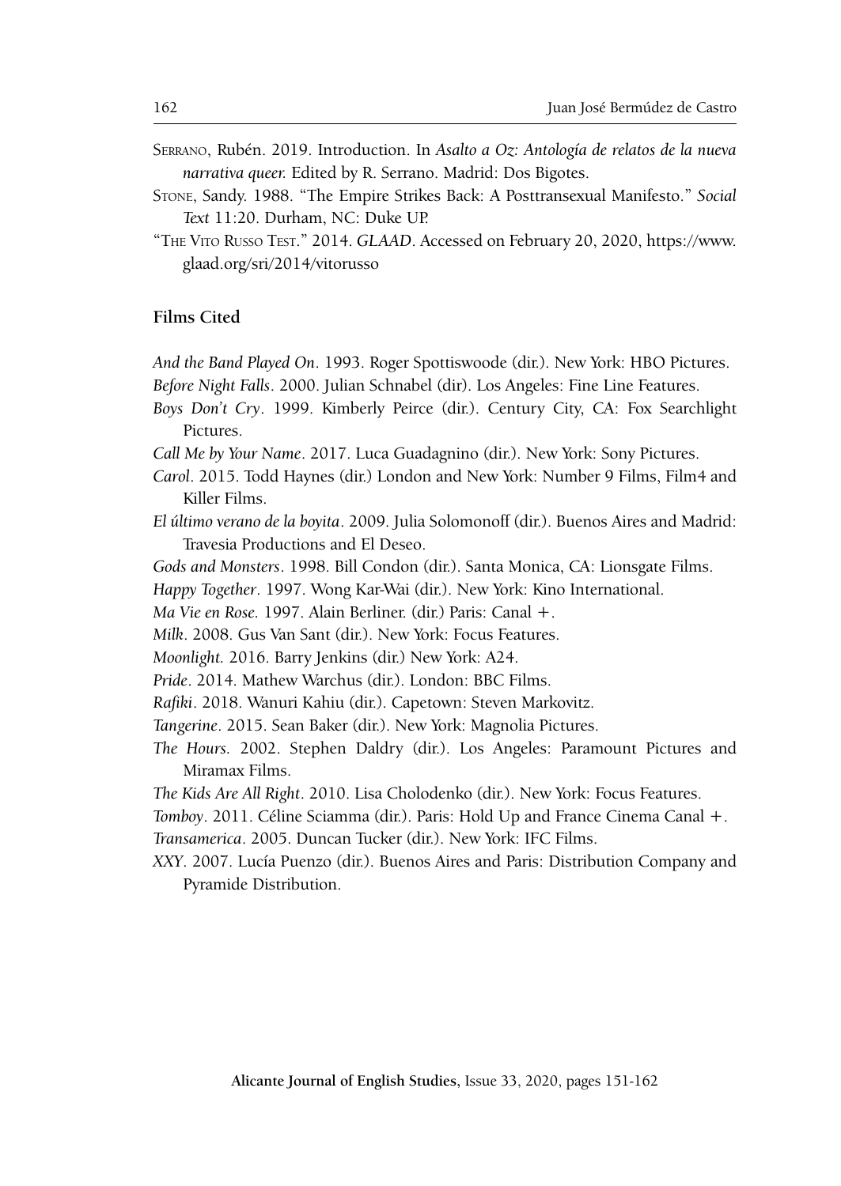Serrano, Rubén. 2019. Introduction. In *Asalto a Oz: Antología de relatos de la nueva narrativa queer.* Edited by R. Serrano. Madrid: Dos Bigotes.

Stone, Sandy. 1988. "The Empire Strikes Back: A Posttransexual Manifesto." *Social Text* 11:20. Durham, NC: Duke UP.

"The Vito Russo Test." 2014. *GLAAD*. Accessed on February 20, 2020, https://www.glaad.org/sri/2014/vitorusso

### Films Cited

*And the Band Played On*. 1993. Roger Spottiswoode (dir.). New York: HBO Pictures.

*Before Night Falls*. 2000. Julian Schnabel (dir). Los Angeles: Fine Line Features.

*Boys Don't Cry*. 1999. Kimberly Peirce (dir.). Century City, CA: Fox Searchlight Pictures.

*Call Me by Your Name*. 2017. Luca Guadagnino (dir.). New York: Sony Pictures.

*Carol*. 2015. Todd Haynes (dir.) London and New York: Number 9 Films, Film4 and Killer Films.

*El último verano de la boyita*. 2009. Julia Solomonoff (dir.). Buenos Aires and Madrid: Travesia Productions and El Deseo.

*Gods and Monsters*. 1998. Bill Condon (dir.). Santa Monica, CA: Lionsgate Films.

*Happy Together*. 1997. Wong Kar-Wai (dir.). New York: Kino International.

*Ma Vie en Rose.* 1997. Alain Berliner. (dir.) Paris: Canal +.

*Milk*. 2008. Gus Van Sant (dir.). New York: Focus Features.

*Moonlight.* 2016. Barry Jenkins (dir.) New York: A24.

*Pride*. 2014. Mathew Warchus (dir.). London: BBC Films.

*Rafiki*. 2018. Wanuri Kahiu (dir.). Capetown: Steven Markovitz.

*Tangerine*. 2015. Sean Baker (dir.). New York: Magnolia Pictures.

*The Hours.* 2002. Stephen Daldry (dir.). Los Angeles: Paramount Pictures and Miramax Films.

*The Kids Are All Right*. 2010. Lisa Cholodenko (dir.). New York: Focus Features.

*Tomboy*. 2011. Céline Sciamma (dir.). Paris: Hold Up and France Cinema Canal +.

*Transamerica*. 2005. Duncan Tucker (dir.). New York: IFC Films.

*XXY*. 2007. Lucía Puenzo (dir.). Buenos Aires and Paris: Distribution Company and Pyramide Distribution.